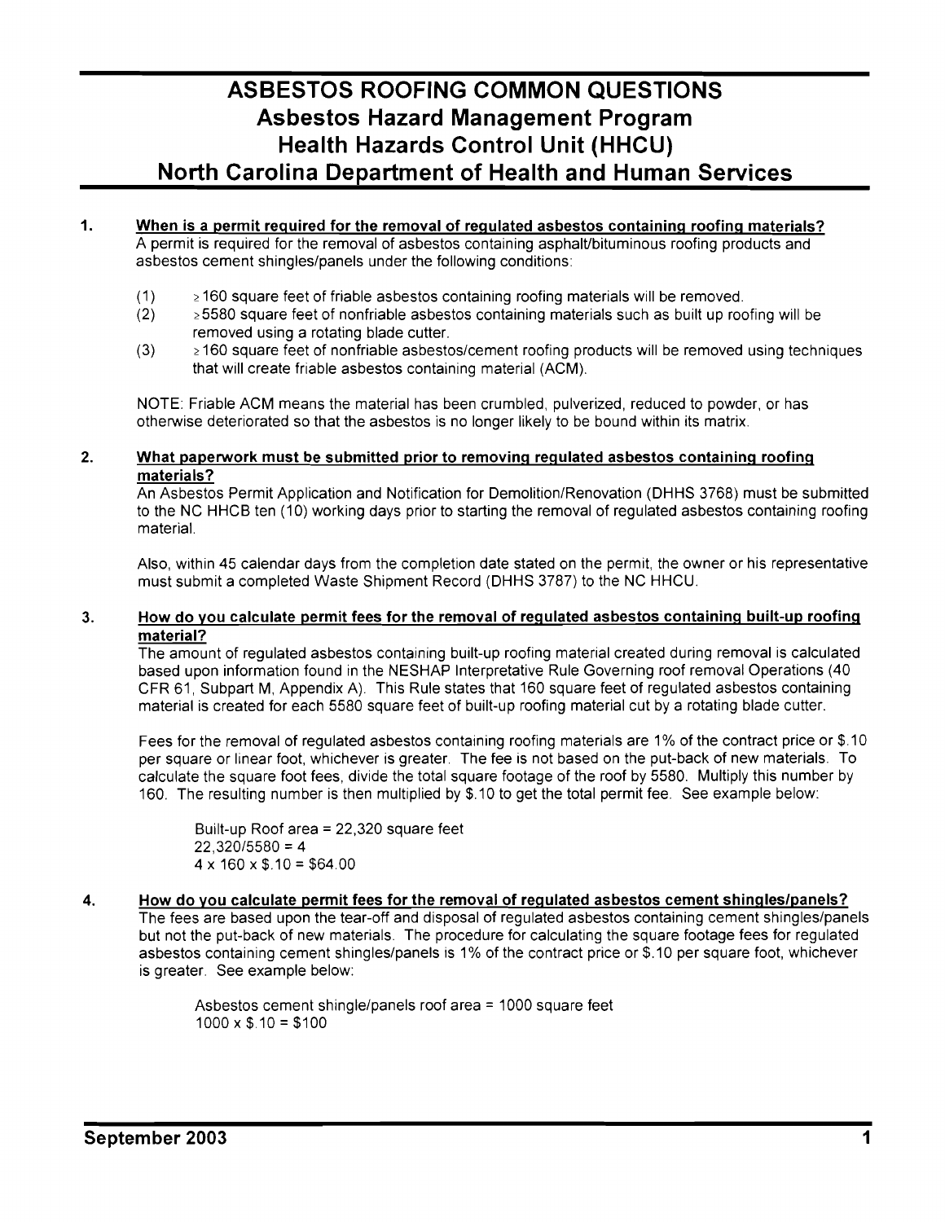# ASBESTOS ROOFING COMMON QUESTIONS
## Asbestos Hazard Management Program
## Health Hazards Control Unit (HHCU)
## North Carolina Department of Health and Human Services

**1. When is a permit required for the removal of regulated asbestos containing roofing materials?**

A permit is required for the removal of asbestos containing asphalt/bituminous roofing products and asbestos cement shingles/panels under the following conditions:

(1) ≥160 square feet of friable asbestos containing roofing materials will be removed.

(2) ≥5580 square feet of nonfriable asbestos containing materials such as built up roofing will be removed using a rotating blade cutter.

(3) ≥160 square feet of nonfriable asbestos/cement roofing products will be removed using techniques that will create friable asbestos containing material (ACM).

NOTE: Friable ACM means the material has been crumbled, pulverized, reduced to powder, or has otherwise deteriorated so that the asbestos is no longer likely to be bound within its matrix.

**2. What paperwork must be submitted prior to removing regulated asbestos containing roofing materials?**

An Asbestos Permit Application and Notification for Demolition/Renovation (DHHS 3768) must be submitted to the NC HHCB ten (10) working days prior to starting the removal of regulated asbestos containing roofing material.

Also, within 45 calendar days from the completion date stated on the permit, the owner or his representative must submit a completed Waste Shipment Record (DHHS 3787) to the NC HHCU.

**3. How do you calculate permit fees for the removal of regulated asbestos containing built-up roofing material?**

The amount of regulated asbestos containing built-up roofing material created during removal is calculated based upon information found in the NESHAP Interpretative Rule Governing roof removal Operations (40 CFR 61, Subpart M, Appendix A). This Rule states that 160 square feet of regulated asbestos containing material is created for each 5580 square feet of built-up roofing material cut by a rotating blade cutter.

Fees for the removal of regulated asbestos containing roofing materials are 1% of the contract price or $.10 per square or linear foot, whichever is greater. The fee is not based on the put-back of new materials. To calculate the square foot fees, divide the total square footage of the roof by 5580. Multiply this number by 160. The resulting number is then multiplied by $.10 to get the total permit fee. See example below:

> Built-up Roof area = 22,320 square feet
> 22,320/5580 = 4
> 4 x 160 x $.10 = $64.00

**4. How do you calculate permit fees for the removal of regulated asbestos cement shingles/panels?**

The fees are based upon the tear-off and disposal of regulated asbestos containing cement shingles/panels but not the put-back of new materials. The procedure for calculating the square footage fees for regulated asbestos containing cement shingles/panels is 1% of the contract price or $.10 per square foot, whichever is greater. See example below:

> Asbestos cement shingle/panels roof area = 1000 square feet
> 1000 x $.10 = $100

September 2003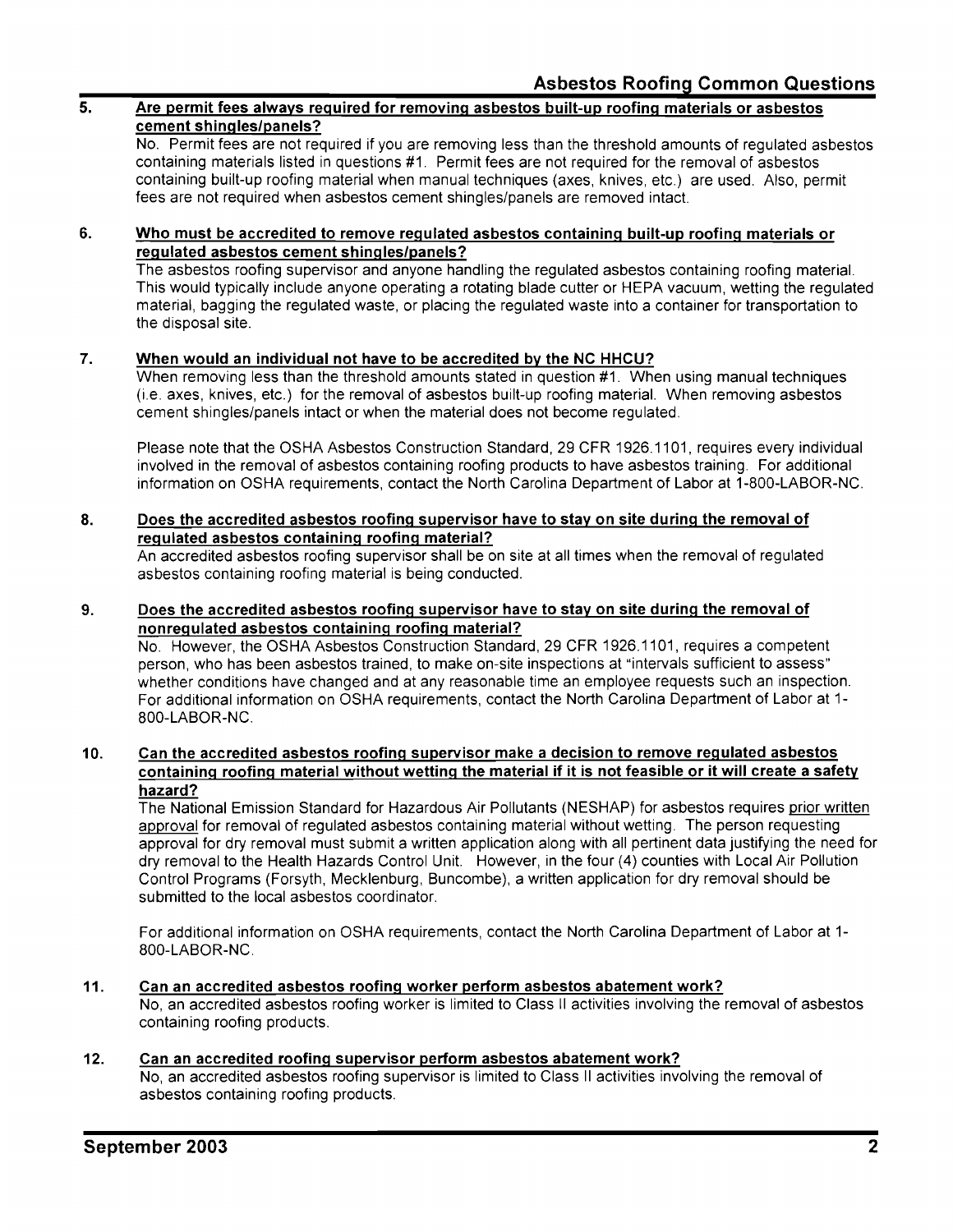5. **Are permit fees always required for removing asbestos built-up roofing materials or asbestos cement shingles/panels?**

   No. Permit fees are not required if you are removing less than the threshold amounts of regulated asbestos containing materials listed in questions #1. Permit fees are not required for the removal of asbestos containing built-up roofing material when manual techniques (axes, knives, etc.) are used. Also, permit fees are not required when asbestos cement shingles/panels are removed intact.

6. **Who must be accredited to remove regulated asbestos containing built-up roofing materials or regulated asbestos cement shingles/panels?**

   The asbestos roofing supervisor and anyone handling the regulated asbestos containing roofing material. This would typically include anyone operating a rotating blade cutter or HEPA vacuum, wetting the regulated material, bagging the regulated waste, or placing the regulated waste into a container for transportation to the disposal site.

7. **When would an individual not have to be accredited by the NC HHCU?**

   When removing less than the threshold amounts stated in question #1. When using manual techniques (i.e. axes, knives, etc.) for the removal of asbestos built-up roofing material. When removing asbestos cement shingles/panels intact or when the material does not become regulated.

   Please note that the OSHA Asbestos Construction Standard, 29 CFR 1926.1101, requires every individual involved in the removal of asbestos containing roofing products to have asbestos training. For additional information on OSHA requirements, contact the North Carolina Department of Labor at 1-800-LABOR-NC.

8. **Does the accredited asbestos roofing supervisor have to stay on site during the removal of regulated asbestos containing roofing material?**

   An accredited asbestos roofing supervisor shall be on site at all times when the removal of regulated asbestos containing roofing material is being conducted.

9. **Does the accredited asbestos roofing supervisor have to stay on site during the removal of nonregulated asbestos containing roofing material?**

   No. However, the OSHA Asbestos Construction Standard, 29 CFR 1926.1101, requires a competent person, who has been asbestos trained, to make on-site inspections at "intervals sufficient to assess" whether conditions have changed and at any reasonable time an employee requests such an inspection. For additional information on OSHA requirements, contact the North Carolina Department of Labor at 1-800-LABOR-NC.

10. **Can the accredited asbestos roofing supervisor make a decision to remove regulated asbestos containing roofing material without wetting the material if it is not feasible or it will create a safety hazard?**

    The National Emission Standard for Hazardous Air Pollutants (NESHAP) for asbestos requires prior written approval for removal of regulated asbestos containing material without wetting. The person requesting approval for dry removal must submit a written application along with all pertinent data justifying the need for dry removal to the Health Hazards Control Unit. However, in the four (4) counties with Local Air Pollution Control Programs (Forsyth, Mecklenburg, Buncombe), a written application for dry removal should be submitted to the local asbestos coordinator.

    For additional information on OSHA requirements, contact the North Carolina Department of Labor at 1-800-LABOR-NC.

11. **Can an accredited asbestos roofing worker perform asbestos abatement work?**

    No, an accredited asbestos roofing worker is limited to Class II activities involving the removal of asbestos containing roofing products.

12. **Can an accredited roofing supervisor perform asbestos abatement work?**

    No, an accredited asbestos roofing supervisor is limited to Class II activities involving the removal of asbestos containing roofing products.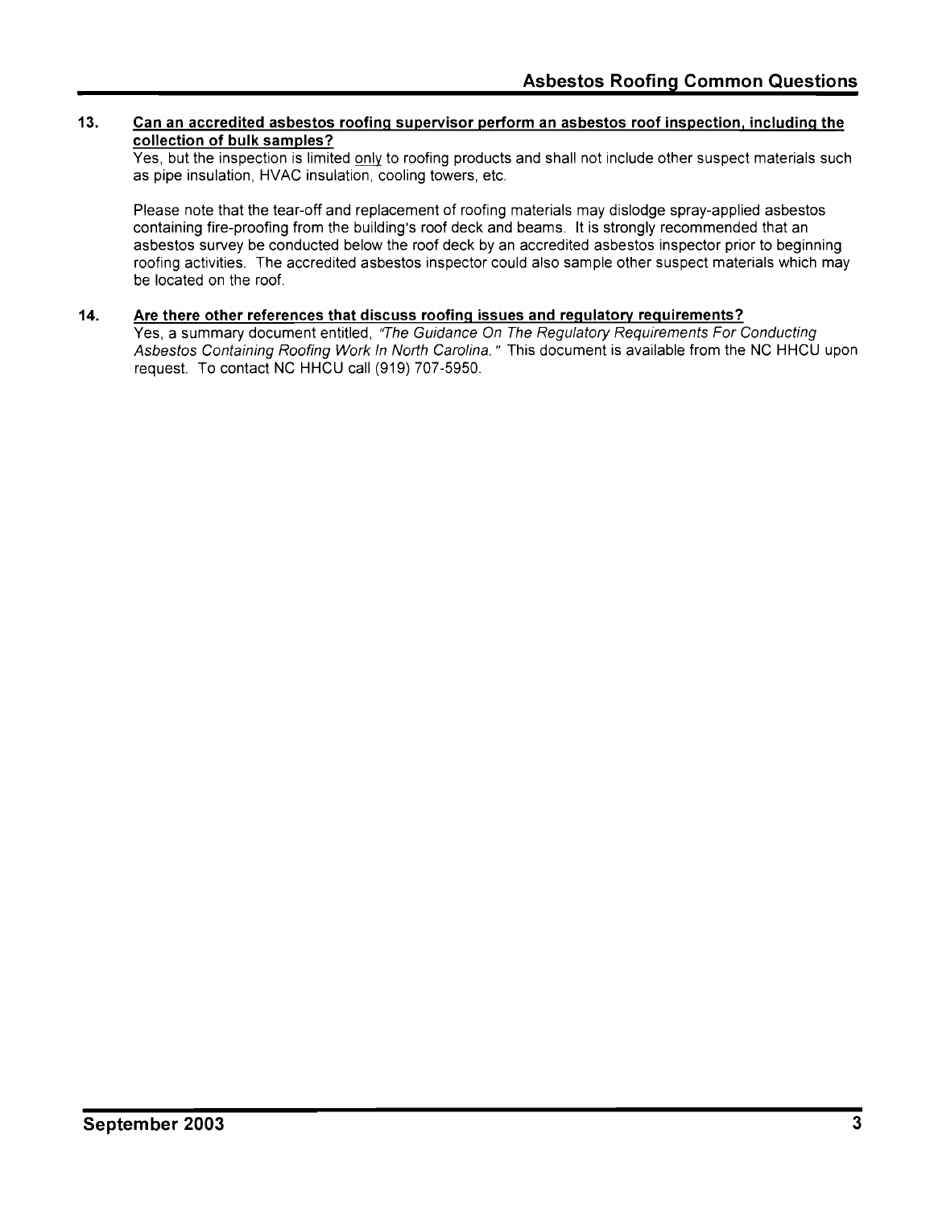**13. Can an accredited asbestos roofing supervisor perform an asbestos roof inspection, including the collection of bulk samples?**

Yes, but the inspection is limited only to roofing products and shall not include other suspect materials such as pipe insulation, HVAC insulation, cooling towers, etc.

Please note that the tear-off and replacement of roofing materials may dislodge spray-applied asbestos containing fire-proofing from the building's roof deck and beams. It is strongly recommended that an asbestos survey be conducted below the roof deck by an accredited asbestos inspector prior to beginning roofing activities. The accredited asbestos inspector could also sample other suspect materials which may be located on the roof.

**14. Are there other references that discuss roofing issues and regulatory requirements?**

Yes, a summary document entitled, *"The Guidance On The Regulatory Requirements For Conducting Asbestos Containing Roofing Work In North Carolina."* This document is available from the NC HHCU upon request. To contact NC HHCU call (919) 707-5950.